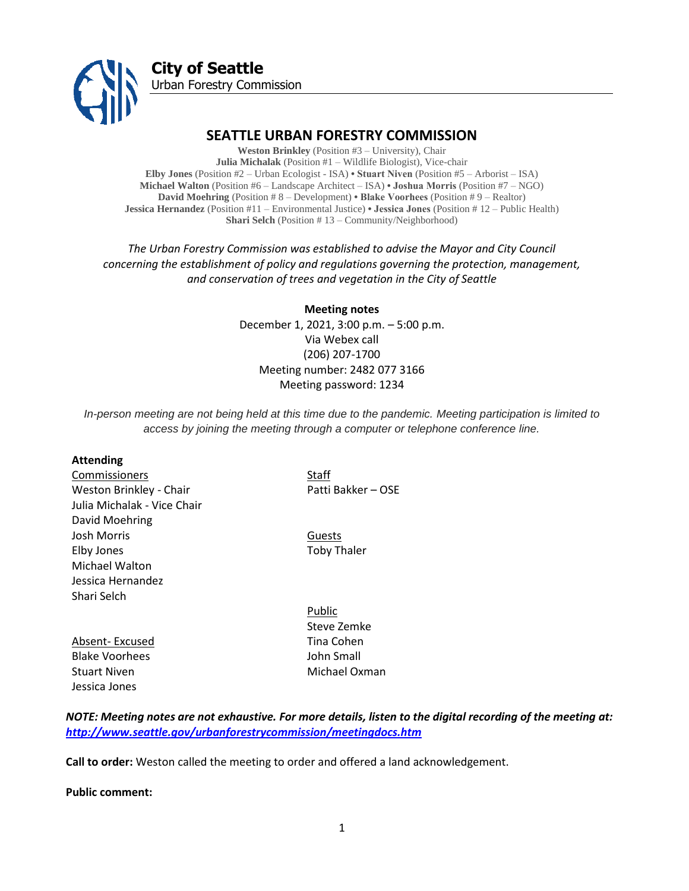**City of Seattle**
Urban Forestry Commission

# SEATTLE URBAN FORESTRY COMMISSION

**Weston Brinkley** (Position #3 – University), Chair
**Julia Michalak** (Position #1 – Wildlife Biologist), Vice-chair
**Elby Jones** (Position #2 – Urban Ecologist - ISA) • **Stuart Niven** (Position #5 – Arborist – ISA)
**Michael Walton** (Position #6 – Landscape Architect – ISA) • **Joshua Morris** (Position #7 – NGO)
**David Moehring** (Position # 8 – Development) • **Blake Voorhees** (Position # 9 – Realtor)
**Jessica Hernandez** (Position #11 – Environmental Justice) • **Jessica Jones** (Position # 12 – Public Health)
**Shari Selch** (Position # 13 – Community/Neighborhood)

*The Urban Forestry Commission was established to advise the Mayor and City Council concerning the establishment of policy and regulations governing the protection, management, and conservation of trees and vegetation in the City of Seattle*

**Meeting notes**
December 1, 2021, 3:00 p.m. – 5:00 p.m.
Via Webex call
(206) 207-1700
Meeting number: 2482 077 3166
Meeting password: 1234

*In-person meeting are not being held at this time due to the pandemic. Meeting participation is limited to access by joining the meeting through a computer or telephone conference line.*

**Attending**

Commissioners
Weston Brinkley - Chair
Julia Michalak - Vice Chair
David Moehring
Josh Morris
Elby Jones
Michael Walton
Jessica Hernandez
Shari Selch

Staff
Patti Bakker – OSE

Guests
Toby Thaler

Public
Steve Zemke
Tina Cohen
John Small
Michael Oxman

Absent- Excused
Blake Voorhees
Stuart Niven
Jessica Jones

***NOTE: Meeting notes are not exhaustive. For more details, listen to the digital recording of the meeting at: [http://www.seattle.gov/urbanforestrycommission/meetingdocs.htm](http://www.seattle.gov/urbanforestrycommission/meetingdocs.htm)***

**Call to order:** Weston called the meeting to order and offered a land acknowledgement.

**Public comment:**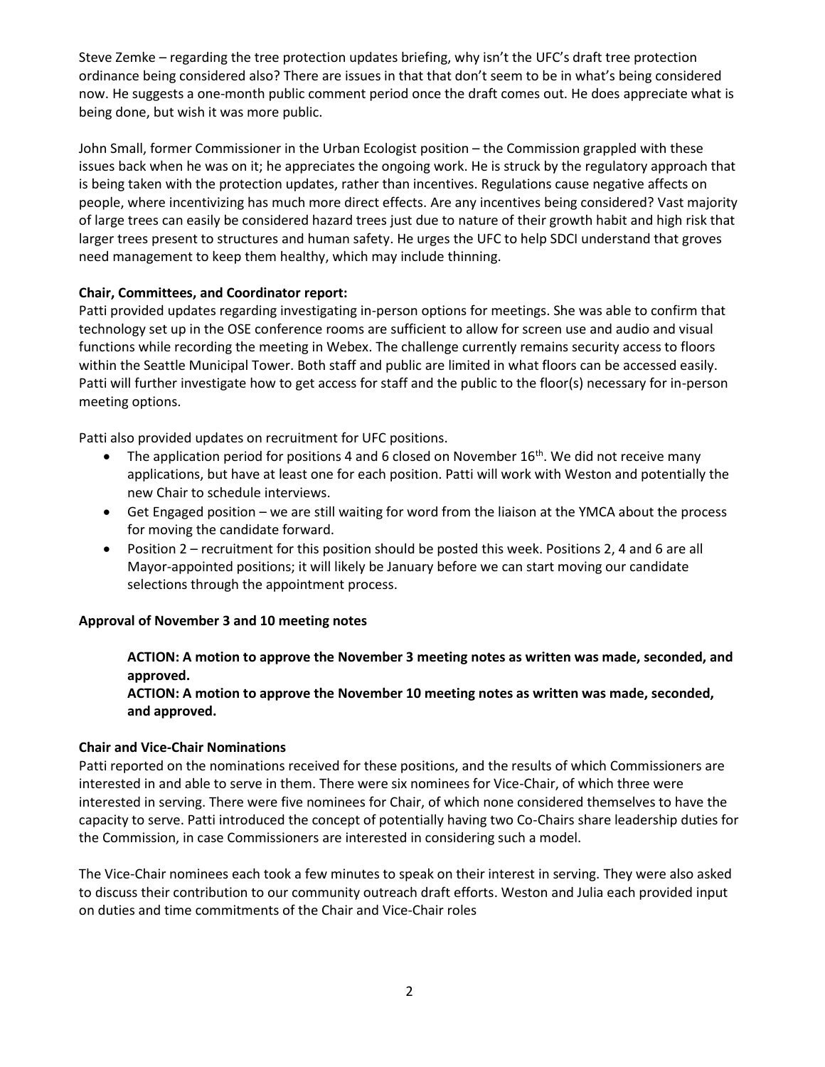Steve Zemke – regarding the tree protection updates briefing, why isn't the UFC's draft tree protection ordinance being considered also? There are issues in that that don't seem to be in what's being considered now. He suggests a one-month public comment period once the draft comes out. He does appreciate what is being done, but wish it was more public.

John Small, former Commissioner in the Urban Ecologist position – the Commission grappled with these issues back when he was on it; he appreciates the ongoing work. He is struck by the regulatory approach that is being taken with the protection updates, rather than incentives. Regulations cause negative affects on people, where incentivizing has much more direct effects. Are any incentives being considered? Vast majority of large trees can easily be considered hazard trees just due to nature of their growth habit and high risk that larger trees present to structures and human safety. He urges the UFC to help SDCI understand that groves need management to keep them healthy, which may include thinning.

**Chair, Committees, and Coordinator report:**

Patti provided updates regarding investigating in-person options for meetings. She was able to confirm that technology set up in the OSE conference rooms are sufficient to allow for screen use and audio and visual functions while recording the meeting in Webex. The challenge currently remains security access to floors within the Seattle Municipal Tower. Both staff and public are limited in what floors can be accessed easily. Patti will further investigate how to get access for staff and the public to the floor(s) necessary for in-person meeting options.

Patti also provided updates on recruitment for UFC positions.

- The application period for positions 4 and 6 closed on November 16th. We did not receive many applications, but have at least one for each position. Patti will work with Weston and potentially the new Chair to schedule interviews.
- Get Engaged position – we are still waiting for word from the liaison at the YMCA about the process for moving the candidate forward.
- Position 2 – recruitment for this position should be posted this week. Positions 2, 4 and 6 are all Mayor-appointed positions; it will likely be January before we can start moving our candidate selections through the appointment process.

**Approval of November 3 and 10 meeting notes**

**ACTION: A motion to approve the November 3 meeting notes as written was made, seconded, and approved.**

**ACTION: A motion to approve the November 10 meeting notes as written was made, seconded, and approved.**

**Chair and Vice-Chair Nominations**

Patti reported on the nominations received for these positions, and the results of which Commissioners are interested in and able to serve in them. There were six nominees for Vice-Chair, of which three were interested in serving. There were five nominees for Chair, of which none considered themselves to have the capacity to serve. Patti introduced the concept of potentially having two Co-Chairs share leadership duties for the Commission, in case Commissioners are interested in considering such a model.

The Vice-Chair nominees each took a few minutes to speak on their interest in serving. They were also asked to discuss their contribution to our community outreach draft efforts. Weston and Julia each provided input on duties and time commitments of the Chair and Vice-Chair roles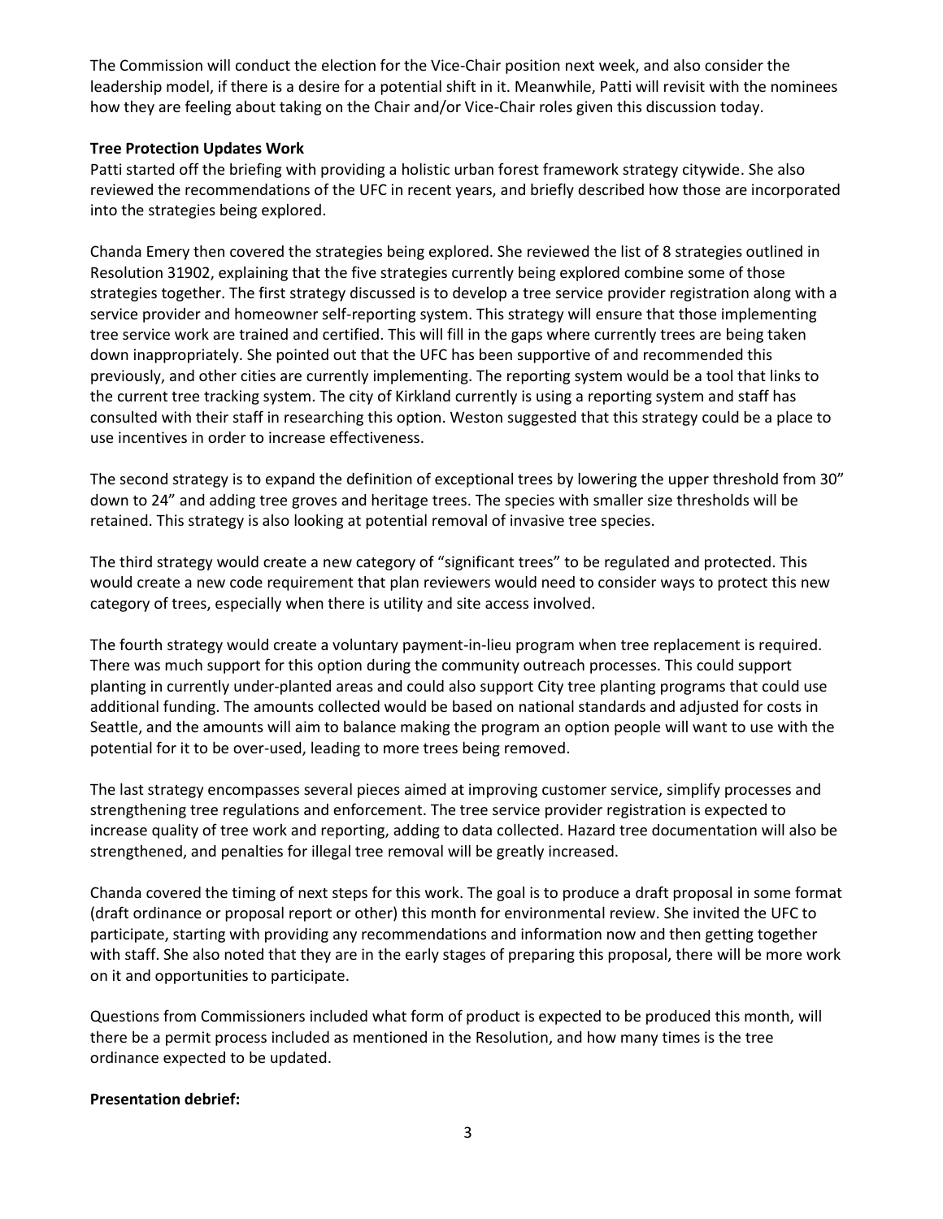The Commission will conduct the election for the Vice-Chair position next week, and also consider the leadership model, if there is a desire for a potential shift in it. Meanwhile, Patti will revisit with the nominees how they are feeling about taking on the Chair and/or Vice-Chair roles given this discussion today.

**Tree Protection Updates Work**

Patti started off the briefing with providing a holistic urban forest framework strategy citywide. She also reviewed the recommendations of the UFC in recent years, and briefly described how those are incorporated into the strategies being explored.

Chanda Emery then covered the strategies being explored. She reviewed the list of 8 strategies outlined in Resolution 31902, explaining that the five strategies currently being explored combine some of those strategies together. The first strategy discussed is to develop a tree service provider registration along with a service provider and homeowner self-reporting system. This strategy will ensure that those implementing tree service work are trained and certified. This will fill in the gaps where currently trees are being taken down inappropriately. She pointed out that the UFC has been supportive of and recommended this previously, and other cities are currently implementing. The reporting system would be a tool that links to the current tree tracking system. The city of Kirkland currently is using a reporting system and staff has consulted with their staff in researching this option. Weston suggested that this strategy could be a place to use incentives in order to increase effectiveness.

The second strategy is to expand the definition of exceptional trees by lowering the upper threshold from 30" down to 24" and adding tree groves and heritage trees. The species with smaller size thresholds will be retained. This strategy is also looking at potential removal of invasive tree species.

The third strategy would create a new category of "significant trees" to be regulated and protected. This would create a new code requirement that plan reviewers would need to consider ways to protect this new category of trees, especially when there is utility and site access involved.

The fourth strategy would create a voluntary payment-in-lieu program when tree replacement is required. There was much support for this option during the community outreach processes. This could support planting in currently under-planted areas and could also support City tree planting programs that could use additional funding. The amounts collected would be based on national standards and adjusted for costs in Seattle, and the amounts will aim to balance making the program an option people will want to use with the potential for it to be over-used, leading to more trees being removed.

The last strategy encompasses several pieces aimed at improving customer service, simplify processes and strengthening tree regulations and enforcement. The tree service provider registration is expected to increase quality of tree work and reporting, adding to data collected. Hazard tree documentation will also be strengthened, and penalties for illegal tree removal will be greatly increased.

Chanda covered the timing of next steps for this work. The goal is to produce a draft proposal in some format (draft ordinance or proposal report or other) this month for environmental review. She invited the UFC to participate, starting with providing any recommendations and information now and then getting together with staff. She also noted that they are in the early stages of preparing this proposal, there will be more work on it and opportunities to participate.

Questions from Commissioners included what form of product is expected to be produced this month, will there be a permit process included as mentioned in the Resolution, and how many times is the tree ordinance expected to be updated.

**Presentation debrief:**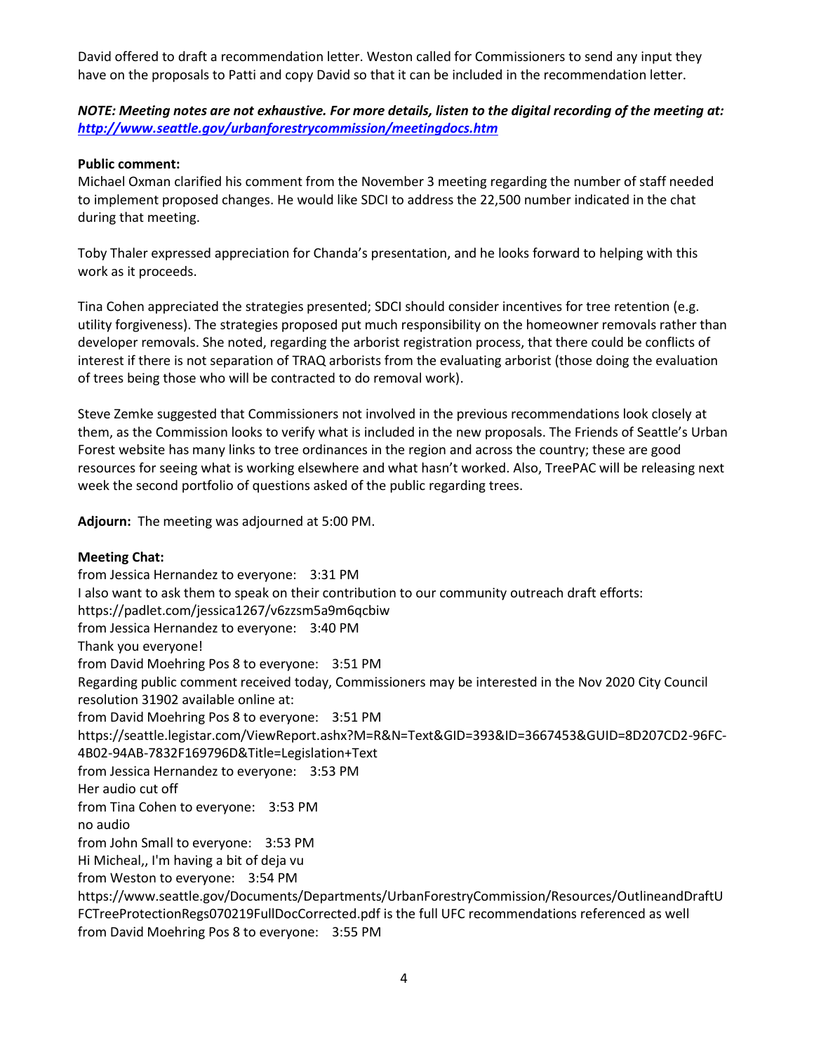David offered to draft a recommendation letter. Weston called for Commissioners to send any input they have on the proposals to Patti and copy David so that it can be included in the recommendation letter.

***NOTE: Meeting notes are not exhaustive. For more details, listen to the digital recording of the meeting at: [http://www.seattle.gov/urbanforestrycommission/meetingdocs.htm](http://www.seattle.gov/urbanforestrycommission/meetingdocs.htm)***

**Public comment:**

Michael Oxman clarified his comment from the November 3 meeting regarding the number of staff needed to implement proposed changes. He would like SDCI to address the 22,500 number indicated in the chat during that meeting.

Toby Thaler expressed appreciation for Chanda's presentation, and he looks forward to helping with this work as it proceeds.

Tina Cohen appreciated the strategies presented; SDCI should consider incentives for tree retention (e.g. utility forgiveness). The strategies proposed put much responsibility on the homeowner removals rather than developer removals. She noted, regarding the arborist registration process, that there could be conflicts of interest if there is not separation of TRAQ arborists from the evaluating arborist (those doing the evaluation of trees being those who will be contracted to do removal work).

Steve Zemke suggested that Commissioners not involved in the previous recommendations look closely at them, as the Commission looks to verify what is included in the new proposals. The Friends of Seattle's Urban Forest website has many links to tree ordinances in the region and across the country; these are good resources for seeing what is working elsewhere and what hasn't worked. Also, TreePAC will be releasing next week the second portfolio of questions asked of the public regarding trees.

**Adjourn:** The meeting was adjourned at 5:00 PM.

**Meeting Chat:**

from Jessica Hernandez to everyone: 3:31 PM
I also want to ask them to speak on their contribution to our community outreach draft efforts:
https://padlet.com/jessica1267/v6zzsm5a9m6qcbiw
from Jessica Hernandez to everyone: 3:40 PM
Thank you everyone!
from David Moehring Pos 8 to everyone: 3:51 PM
Regarding public comment received today, Commissioners may be interested in the Nov 2020 City Council resolution 31902 available online at:
from David Moehring Pos 8 to everyone: 3:51 PM
https://seattle.legistar.com/ViewReport.ashx?M=R&N=Text&GID=393&ID=3667453&GUID=8D207CD2-96FC-4B02-94AB-7832F169796D&Title=Legislation+Text
from Jessica Hernandez to everyone: 3:53 PM
Her audio cut off
from Tina Cohen to everyone: 3:53 PM
no audio
from John Small to everyone: 3:53 PM
Hi Micheal,, I'm having a bit of deja vu
from Weston to everyone: 3:54 PM
https://www.seattle.gov/Documents/Departments/UrbanForestryCommission/Resources/OutlineandDraftUFCTreeProtectionRegs070219FullDocCorrected.pdf is the full UFC recommendations referenced as well
from David Moehring Pos 8 to everyone: 3:55 PM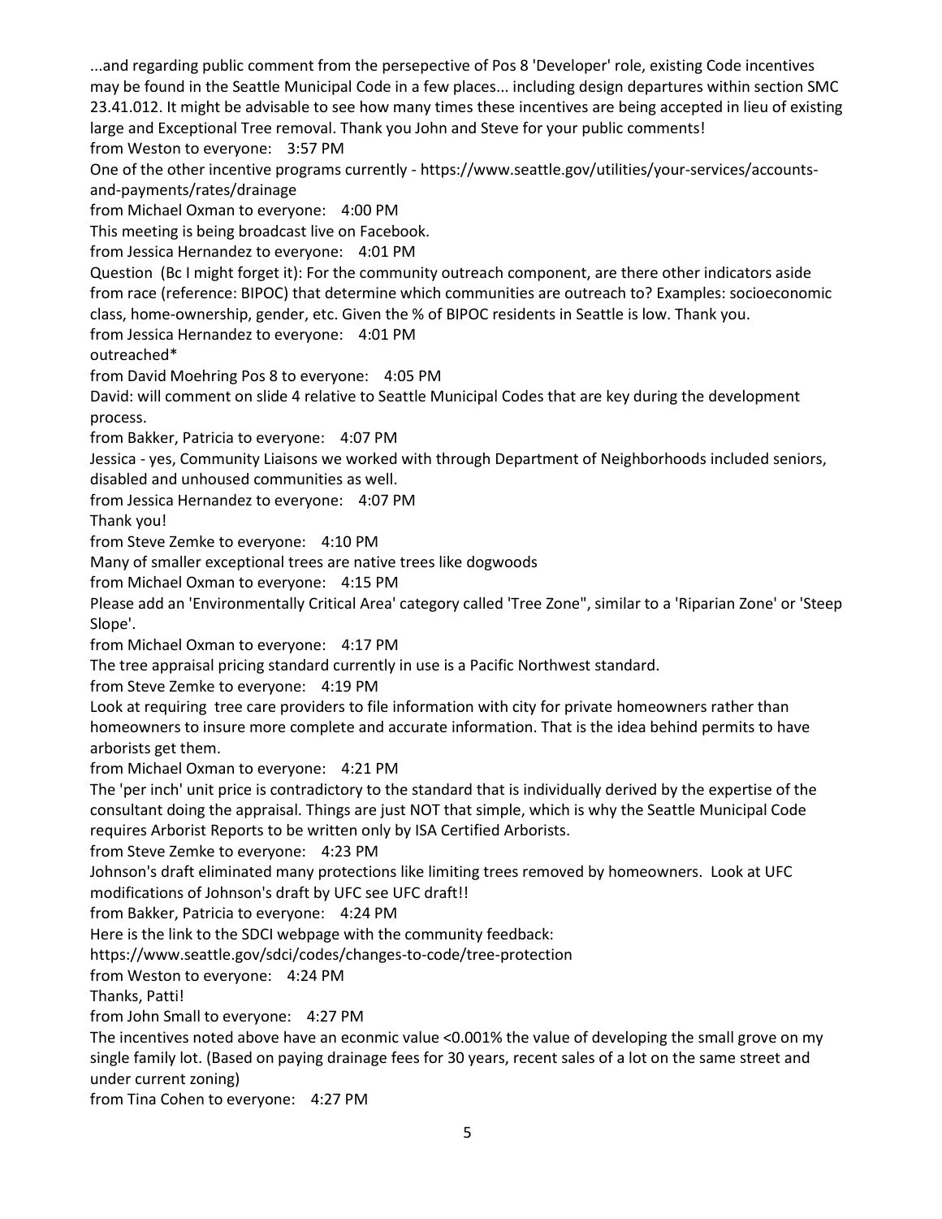...and regarding public comment from the persepective of Pos 8 'Developer' role, existing Code incentives may be found in the Seattle Municipal Code in a few places... including design departures within section SMC 23.41.012. It might be advisable to see how many times these incentives are being accepted in lieu of existing large and Exceptional Tree removal. Thank you John and Steve for your public comments!

from Weston to everyone: 3:57 PM

One of the other incentive programs currently - https://www.seattle.gov/utilities/your-services/accounts-and-payments/rates/drainage

from Michael Oxman to everyone: 4:00 PM

This meeting is being broadcast live on Facebook.

from Jessica Hernandez to everyone: 4:01 PM

Question (Bc I might forget it): For the community outreach component, are there other indicators aside from race (reference: BIPOC) that determine which communities are outreach to? Examples: socioeconomic class, home-ownership, gender, etc. Given the % of BIPOC residents in Seattle is low. Thank you.

from Jessica Hernandez to everyone: 4:01 PM

outreached*

from David Moehring Pos 8 to everyone: 4:05 PM

David: will comment on slide 4 relative to Seattle Municipal Codes that are key during the development process.

from Bakker, Patricia to everyone: 4:07 PM

Jessica - yes, Community Liaisons we worked with through Department of Neighborhoods included seniors, disabled and unhoused communities as well.

from Jessica Hernandez to everyone: 4:07 PM

Thank you!

from Steve Zemke to everyone: 4:10 PM

Many of smaller exceptional trees are native trees like dogwoods

from Michael Oxman to everyone: 4:15 PM

Please add an 'Environmentally Critical Area' category called 'Tree Zone", similar to a 'Riparian Zone' or 'Steep Slope'.

from Michael Oxman to everyone: 4:17 PM

The tree appraisal pricing standard currently in use is a Pacific Northwest standard.

from Steve Zemke to everyone: 4:19 PM

Look at requiring tree care providers to file information with city for private homeowners rather than homeowners to insure more complete and accurate information. That is the idea behind permits to have arborists get them.

from Michael Oxman to everyone: 4:21 PM

The 'per inch' unit price is contradictory to the standard that is individually derived by the expertise of the consultant doing the appraisal. Things are just NOT that simple, which is why the Seattle Municipal Code requires Arborist Reports to be written only by ISA Certified Arborists.

from Steve Zemke to everyone: 4:23 PM

Johnson's draft eliminated many protections like limiting trees removed by homeowners. Look at UFC modifications of Johnson's draft by UFC see UFC draft!!

from Bakker, Patricia to everyone: 4:24 PM

Here is the link to the SDCI webpage with the community feedback:

https://www.seattle.gov/sdci/codes/changes-to-code/tree-protection

from Weston to everyone: 4:24 PM

Thanks, Patti!

from John Small to everyone: 4:27 PM

The incentives noted above have an econmic value <0.001% the value of developing the small grove on my single family lot. (Based on paying drainage fees for 30 years, recent sales of a lot on the same street and under current zoning)

from Tina Cohen to everyone: 4:27 PM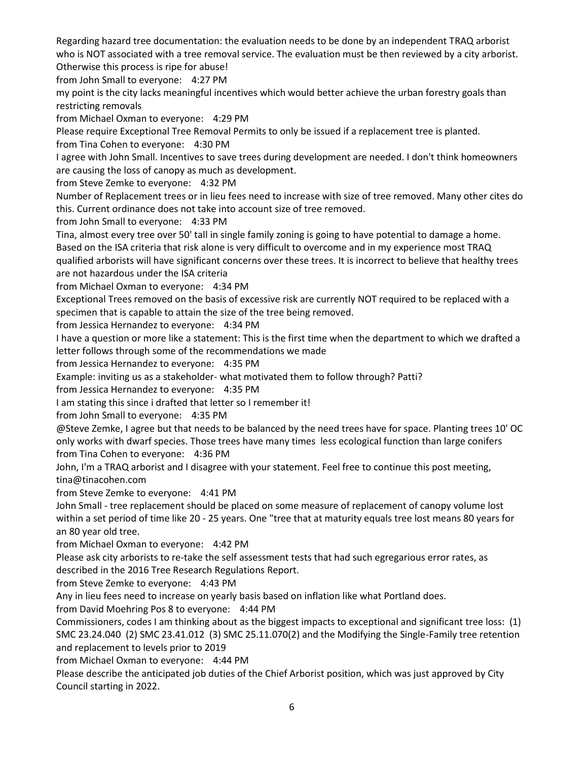Regarding hazard tree documentation: the evaluation needs to be done by an independent TRAQ arborist who is NOT associated with a tree removal service. The evaluation must be then reviewed by a city arborist. Otherwise this process is ripe for abuse!

from John Small to everyone: 4:27 PM

my point is the city lacks meaningful incentives which would better achieve the urban forestry goals than restricting removals

from Michael Oxman to everyone: 4:29 PM

Please require Exceptional Tree Removal Permits to only be issued if a replacement tree is planted.

from Tina Cohen to everyone: 4:30 PM

I agree with John Small. Incentives to save trees during development are needed. I don't think homeowners are causing the loss of canopy as much as development.

from Steve Zemke to everyone: 4:32 PM

Number of Replacement trees or in lieu fees need to increase with size of tree removed. Many other cites do this. Current ordinance does not take into account size of tree removed.

from John Small to everyone: 4:33 PM

Tina, almost every tree over 50' tall in single family zoning is going to have potential to damage a home. Based on the ISA criteria that risk alone is very difficult to overcome and in my experience most TRAQ qualified arborists will have significant concerns over these trees. It is incorrect to believe that healthy trees are not hazardous under the ISA criteria

from Michael Oxman to everyone: 4:34 PM

Exceptional Trees removed on the basis of excessive risk are currently NOT required to be replaced with a specimen that is capable to attain the size of the tree being removed.

from Jessica Hernandez to everyone: 4:34 PM

I have a question or more like a statement: This is the first time when the department to which we drafted a letter follows through some of the recommendations we made

from Jessica Hernandez to everyone: 4:35 PM

Example: inviting us as a stakeholder- what motivated them to follow through? Patti?

from Jessica Hernandez to everyone: 4:35 PM

I am stating this since i drafted that letter so I remember it!

from John Small to everyone: 4:35 PM

@Steve Zemke, I agree but that needs to be balanced by the need trees have for space. Planting trees 10' OC only works with dwarf species. Those trees have many times less ecological function than large conifers

from Tina Cohen to everyone: 4:36 PM

John, I'm a TRAQ arborist and I disagree with your statement. Feel free to continue this post meeting, tina@tinacohen.com

from Steve Zemke to everyone: 4:41 PM

John Small - tree replacement should be placed on some measure of replacement of canopy volume lost within a set period of time like 20 - 25 years. One "tree that at maturity equals tree lost means 80 years for an 80 year old tree.

from Michael Oxman to everyone: 4:42 PM

Please ask city arborists to re-take the self assessment tests that had such egregarious error rates, as described in the 2016 Tree Research Regulations Report.

from Steve Zemke to everyone: 4:43 PM

Any in lieu fees need to increase on yearly basis based on inflation like what Portland does.

from David Moehring Pos 8 to everyone: 4:44 PM

Commissioners, codes I am thinking about as the biggest impacts to exceptional and significant tree loss: (1) SMC 23.24.040 (2) SMC 23.41.012 (3) SMC 25.11.070(2) and the Modifying the Single-Family tree retention and replacement to levels prior to 2019

from Michael Oxman to everyone: 4:44 PM

Please describe the anticipated job duties of the Chief Arborist position, which was just approved by City Council starting in 2022.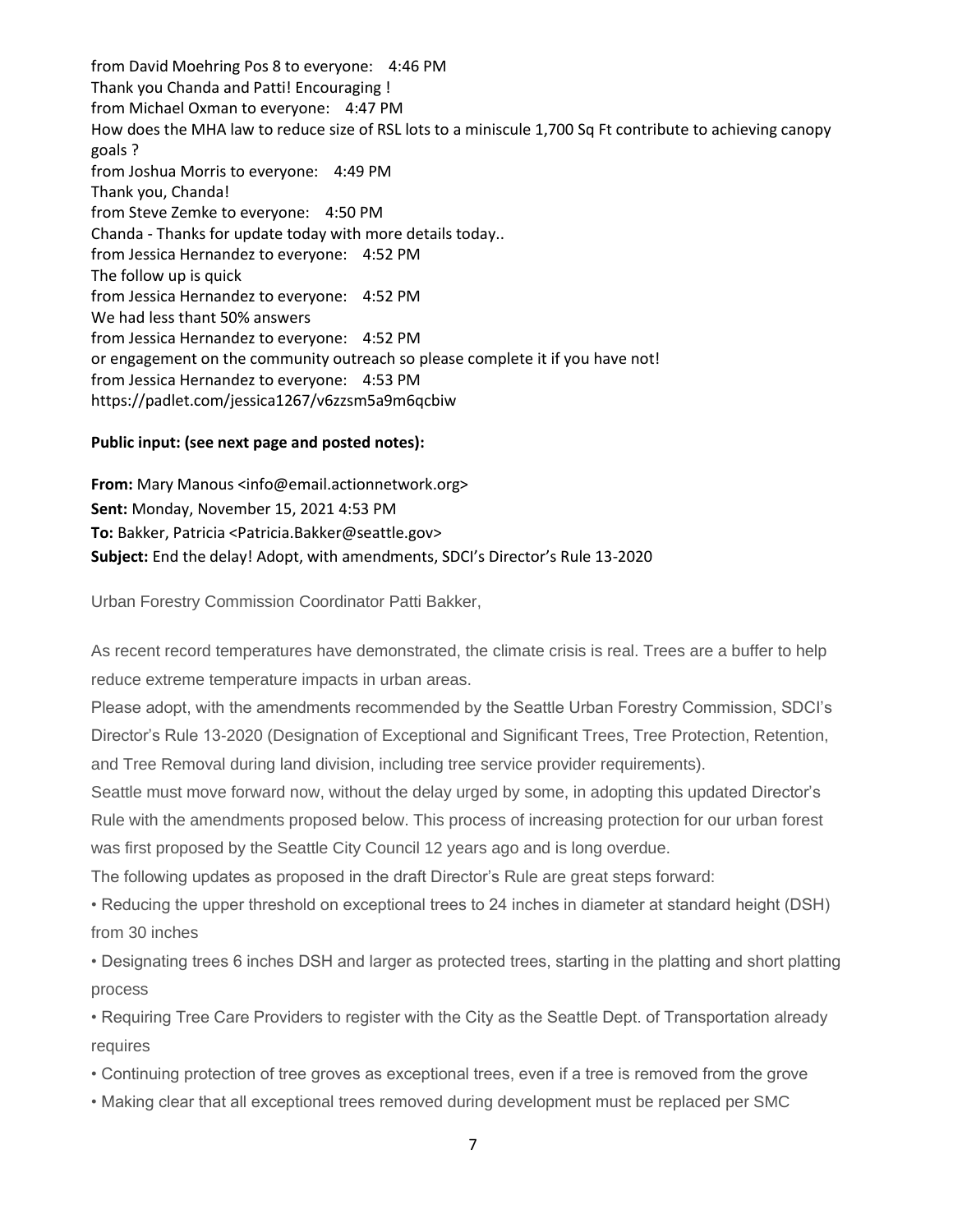from David Moehring Pos 8 to everyone: 4:46 PM
Thank you Chanda and Patti! Encouraging !
from Michael Oxman to everyone: 4:47 PM
How does the MHA law to reduce size of RSL lots to a miniscule 1,700 Sq Ft contribute to achieving canopy goals ?
from Joshua Morris to everyone: 4:49 PM
Thank you, Chanda!
from Steve Zemke to everyone: 4:50 PM
Chanda - Thanks for update today with more details today..
from Jessica Hernandez to everyone: 4:52 PM
The follow up is quick
from Jessica Hernandez to everyone: 4:52 PM
We had less thant 50% answers
from Jessica Hernandez to everyone: 4:52 PM
or engagement on the community outreach so please complete it if you have not!
from Jessica Hernandez to everyone: 4:53 PM
https://padlet.com/jessica1267/v6zzsm5a9m6qcbiw

**Public input: (see next page and posted notes):**

**From:** Mary Manous <info@email.actionnetwork.org>
**Sent:** Monday, November 15, 2021 4:53 PM
**To:** Bakker, Patricia <Patricia.Bakker@seattle.gov>
**Subject:** End the delay! Adopt, with amendments, SDCI's Director's Rule 13-2020

Urban Forestry Commission Coordinator Patti Bakker,

As recent record temperatures have demonstrated, the climate crisis is real. Trees are a buffer to help reduce extreme temperature impacts in urban areas.

Please adopt, with the amendments recommended by the Seattle Urban Forestry Commission, SDCI's Director's Rule 13-2020 (Designation of Exceptional and Significant Trees, Tree Protection, Retention, and Tree Removal during land division, including tree service provider requirements).

Seattle must move forward now, without the delay urged by some, in adopting this updated Director's Rule with the amendments proposed below. This process of increasing protection for our urban forest was first proposed by the Seattle City Council 12 years ago and is long overdue.

The following updates as proposed in the draft Director's Rule are great steps forward:

- Reducing the upper threshold on exceptional trees to 24 inches in diameter at standard height (DSH) from 30 inches
- Designating trees 6 inches DSH and larger as protected trees, starting in the platting and short platting process
- Requiring Tree Care Providers to register with the City as the Seattle Dept. of Transportation already requires
- Continuing protection of tree groves as exceptional trees, even if a tree is removed from the grove
- Making clear that all exceptional trees removed during development must be replaced per SMC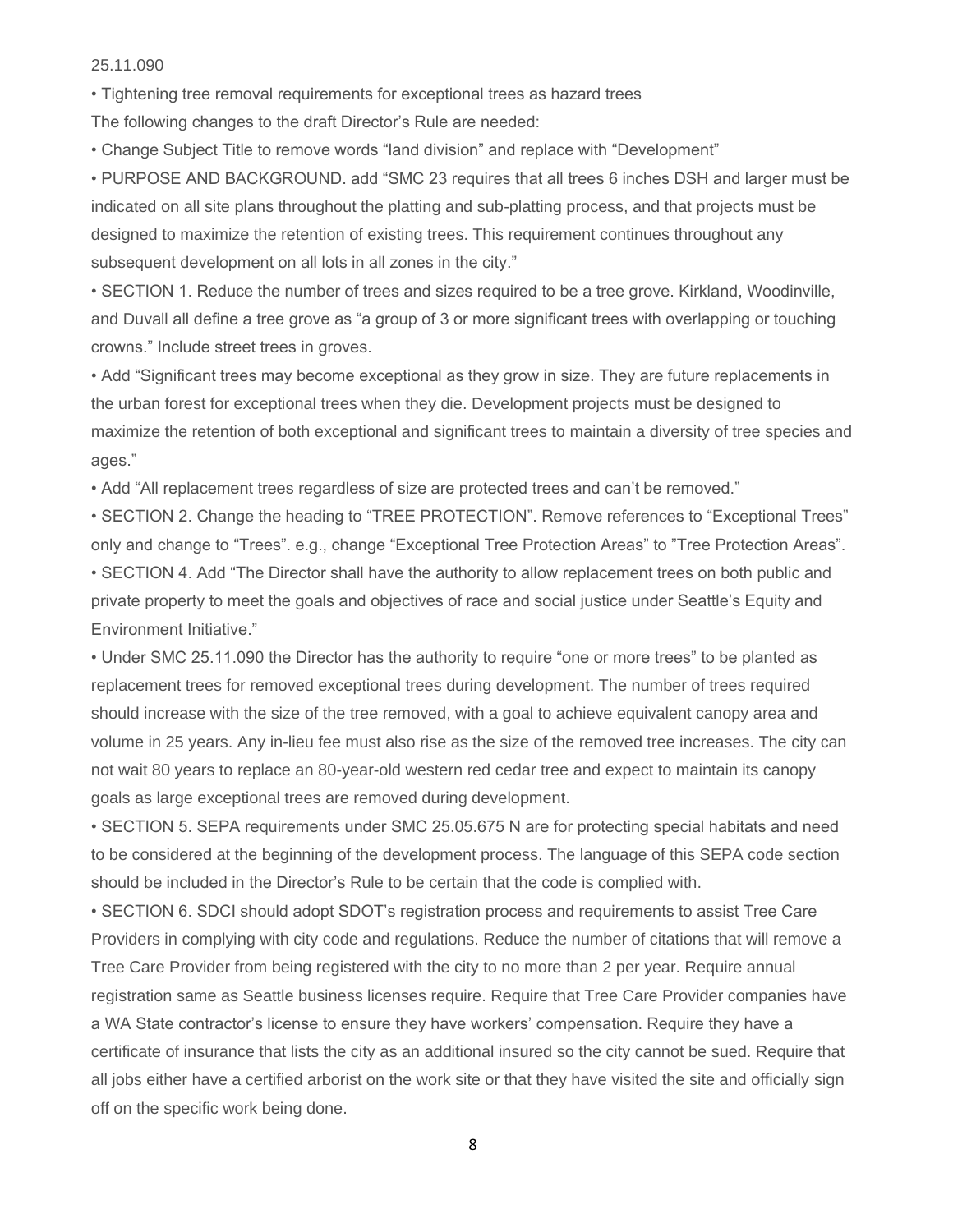25.11.090

- Tightening tree removal requirements for exceptional trees as hazard trees

The following changes to the draft Director's Rule are needed:

- Change Subject Title to remove words "land division" and replace with "Development"
- PURPOSE AND BACKGROUND. add "SMC 23 requires that all trees 6 inches DSH and larger must be indicated on all site plans throughout the platting and sub-platting process, and that projects must be designed to maximize the retention of existing trees. This requirement continues throughout any subsequent development on all lots in all zones in the city."
- SECTION 1. Reduce the number of trees and sizes required to be a tree grove. Kirkland, Woodinville, and Duvall all define a tree grove as "a group of 3 or more significant trees with overlapping or touching crowns." Include street trees in groves.
- Add "Significant trees may become exceptional as they grow in size. They are future replacements in the urban forest for exceptional trees when they die. Development projects must be designed to maximize the retention of both exceptional and significant trees to maintain a diversity of tree species and ages."
- Add "All replacement trees regardless of size are protected trees and can't be removed."
- SECTION 2. Change the heading to "TREE PROTECTION". Remove references to "Exceptional Trees" only and change to "Trees". e.g., change "Exceptional Tree Protection Areas" to "Tree Protection Areas".
- SECTION 4. Add "The Director shall have the authority to allow replacement trees on both public and private property to meet the goals and objectives of race and social justice under Seattle's Equity and Environment Initiative."
- Under SMC 25.11.090 the Director has the authority to require "one or more trees" to be planted as replacement trees for removed exceptional trees during development. The number of trees required should increase with the size of the tree removed, with a goal to achieve equivalent canopy area and volume in 25 years. Any in-lieu fee must also rise as the size of the removed tree increases. The city can not wait 80 years to replace an 80-year-old western red cedar tree and expect to maintain its canopy goals as large exceptional trees are removed during development.
- SECTION 5. SEPA requirements under SMC 25.05.675 N are for protecting special habitats and need to be considered at the beginning of the development process. The language of this SEPA code section should be included in the Director's Rule to be certain that the code is complied with.
- SECTION 6. SDCI should adopt SDOT's registration process and requirements to assist Tree Care Providers in complying with city code and regulations. Reduce the number of citations that will remove a Tree Care Provider from being registered with the city to no more than 2 per year. Require annual registration same as Seattle business licenses require. Require that Tree Care Provider companies have a WA State contractor's license to ensure they have workers' compensation. Require they have a certificate of insurance that lists the city as an additional insured so the city cannot be sued. Require that all jobs either have a certified arborist on the work site or that they have visited the site and officially sign off on the specific work being done.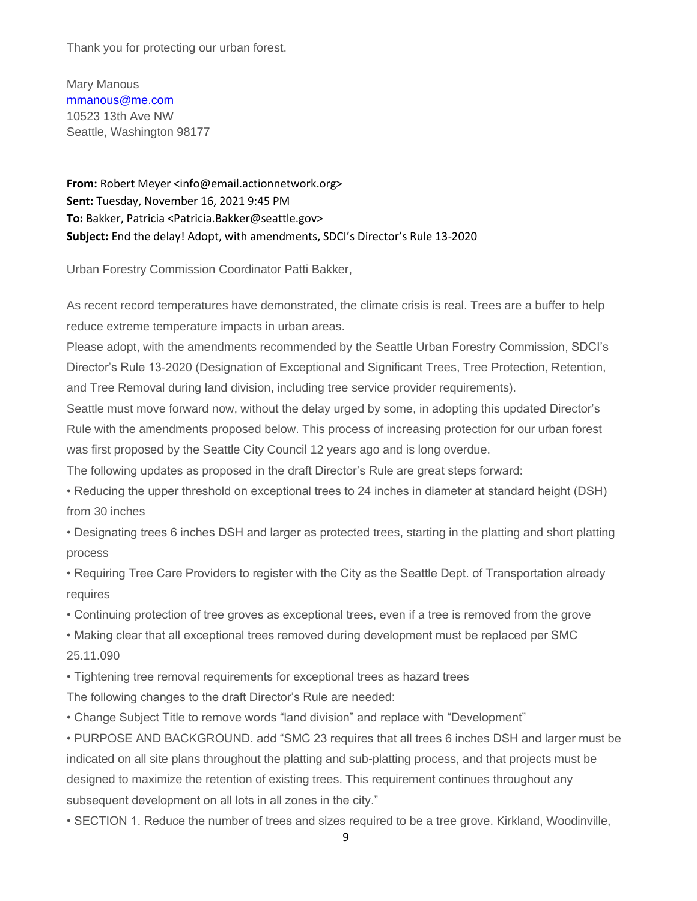Thank you for protecting our urban forest.

Mary Manous
mmanous@me.com
10523 13th Ave NW
Seattle, Washington 98177

**From:** Robert Meyer <info@email.actionnetwork.org>
**Sent:** Tuesday, November 16, 2021 9:45 PM
**To:** Bakker, Patricia <Patricia.Bakker@seattle.gov>
**Subject:** End the delay! Adopt, with amendments, SDCI's Director's Rule 13-2020

Urban Forestry Commission Coordinator Patti Bakker,

As recent record temperatures have demonstrated, the climate crisis is real. Trees are a buffer to help reduce extreme temperature impacts in urban areas.

Please adopt, with the amendments recommended by the Seattle Urban Forestry Commission, SDCI's Director's Rule 13-2020 (Designation of Exceptional and Significant Trees, Tree Protection, Retention, and Tree Removal during land division, including tree service provider requirements).

Seattle must move forward now, without the delay urged by some, in adopting this updated Director's Rule with the amendments proposed below. This process of increasing protection for our urban forest was first proposed by the Seattle City Council 12 years ago and is long overdue.

The following updates as proposed in the draft Director's Rule are great steps forward:

• Reducing the upper threshold on exceptional trees to 24 inches in diameter at standard height (DSH) from 30 inches

• Designating trees 6 inches DSH and larger as protected trees, starting in the platting and short platting process

• Requiring Tree Care Providers to register with the City as the Seattle Dept. of Transportation already requires

• Continuing protection of tree groves as exceptional trees, even if a tree is removed from the grove

• Making clear that all exceptional trees removed during development must be replaced per SMC 25.11.090

• Tightening tree removal requirements for exceptional trees as hazard trees

The following changes to the draft Director's Rule are needed:

• Change Subject Title to remove words "land division" and replace with "Development"

• PURPOSE AND BACKGROUND. add "SMC 23 requires that all trees 6 inches DSH and larger must be indicated on all site plans throughout the platting and sub-platting process, and that projects must be designed to maximize the retention of existing trees. This requirement continues throughout any subsequent development on all lots in all zones in the city."

• SECTION 1. Reduce the number of trees and sizes required to be a tree grove. Kirkland, Woodinville,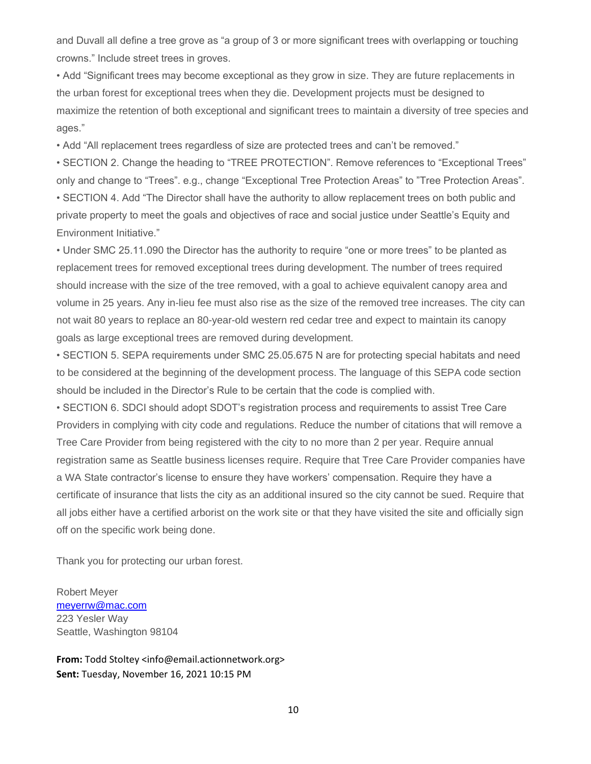and Duvall all define a tree grove as "a group of 3 or more significant trees with overlapping or touching crowns." Include street trees in groves.

- Add "Significant trees may become exceptional as they grow in size. They are future replacements in the urban forest for exceptional trees when they die. Development projects must be designed to maximize the retention of both exceptional and significant trees to maintain a diversity of tree species and ages."
- Add "All replacement trees regardless of size are protected trees and can't be removed."
- SECTION 2. Change the heading to "TREE PROTECTION". Remove references to "Exceptional Trees" only and change to "Trees". e.g., change "Exceptional Tree Protection Areas" to "Tree Protection Areas".
- SECTION 4. Add "The Director shall have the authority to allow replacement trees on both public and private property to meet the goals and objectives of race and social justice under Seattle's Equity and Environment Initiative."
- Under SMC 25.11.090 the Director has the authority to require "one or more trees" to be planted as replacement trees for removed exceptional trees during development. The number of trees required should increase with the size of the tree removed, with a goal to achieve equivalent canopy area and volume in 25 years. Any in-lieu fee must also rise as the size of the removed tree increases. The city can not wait 80 years to replace an 80-year-old western red cedar tree and expect to maintain its canopy goals as large exceptional trees are removed during development.
- SECTION 5. SEPA requirements under SMC 25.05.675 N are for protecting special habitats and need to be considered at the beginning of the development process. The language of this SEPA code section should be included in the Director's Rule to be certain that the code is complied with.
- SECTION 6. SDCI should adopt SDOT's registration process and requirements to assist Tree Care Providers in complying with city code and regulations. Reduce the number of citations that will remove a Tree Care Provider from being registered with the city to no more than 2 per year. Require annual registration same as Seattle business licenses require. Require that Tree Care Provider companies have a WA State contractor's license to ensure they have workers' compensation. Require they have a certificate of insurance that lists the city as an additional insured so the city cannot be sued. Require that all jobs either have a certified arborist on the work site or that they have visited the site and officially sign off on the specific work being done.

Thank you for protecting our urban forest.

Robert Meyer
meyerrw@mac.com
223 Yesler Way
Seattle, Washington 98104

**From:** Todd Stoltey <info@email.actionnetwork.org>
**Sent:** Tuesday, November 16, 2021 10:15 PM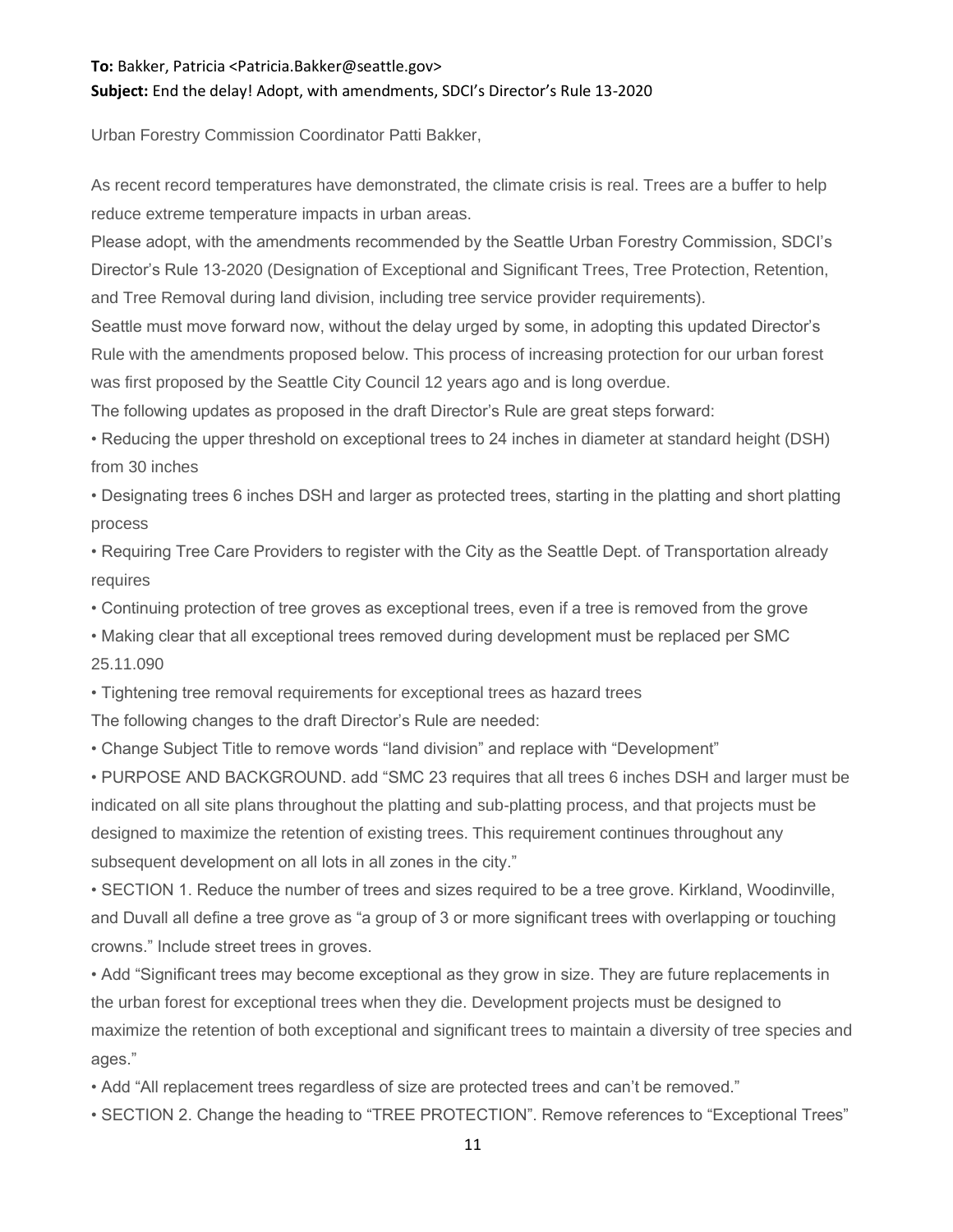**To:** Bakker, Patricia <Patricia.Bakker@seattle.gov>
**Subject:** End the delay! Adopt, with amendments, SDCI's Director's Rule 13-2020

Urban Forestry Commission Coordinator Patti Bakker,

As recent record temperatures have demonstrated, the climate crisis is real. Trees are a buffer to help reduce extreme temperature impacts in urban areas.

Please adopt, with the amendments recommended by the Seattle Urban Forestry Commission, SDCI's Director's Rule 13-2020 (Designation of Exceptional and Significant Trees, Tree Protection, Retention, and Tree Removal during land division, including tree service provider requirements).

Seattle must move forward now, without the delay urged by some, in adopting this updated Director's Rule with the amendments proposed below. This process of increasing protection for our urban forest was first proposed by the Seattle City Council 12 years ago and is long overdue.

The following updates as proposed in the draft Director's Rule are great steps forward:

- Reducing the upper threshold on exceptional trees to 24 inches in diameter at standard height (DSH) from 30 inches
- Designating trees 6 inches DSH and larger as protected trees, starting in the platting and short platting process
- Requiring Tree Care Providers to register with the City as the Seattle Dept. of Transportation already requires
- Continuing protection of tree groves as exceptional trees, even if a tree is removed from the grove
- Making clear that all exceptional trees removed during development must be replaced per SMC 25.11.090
- Tightening tree removal requirements for exceptional trees as hazard trees

The following changes to the draft Director's Rule are needed:

- Change Subject Title to remove words "land division" and replace with "Development"
- PURPOSE AND BACKGROUND. add "SMC 23 requires that all trees 6 inches DSH and larger must be indicated on all site plans throughout the platting and sub-platting process, and that projects must be designed to maximize the retention of existing trees. This requirement continues throughout any subsequent development on all lots in all zones in the city."
- SECTION 1. Reduce the number of trees and sizes required to be a tree grove. Kirkland, Woodinville, and Duvall all define a tree grove as "a group of 3 or more significant trees with overlapping or touching crowns." Include street trees in groves.
- Add "Significant trees may become exceptional as they grow in size. They are future replacements in the urban forest for exceptional trees when they die. Development projects must be designed to maximize the retention of both exceptional and significant trees to maintain a diversity of tree species and ages."
- Add "All replacement trees regardless of size are protected trees and can't be removed."
- SECTION 2. Change the heading to "TREE PROTECTION". Remove references to "Exceptional Trees"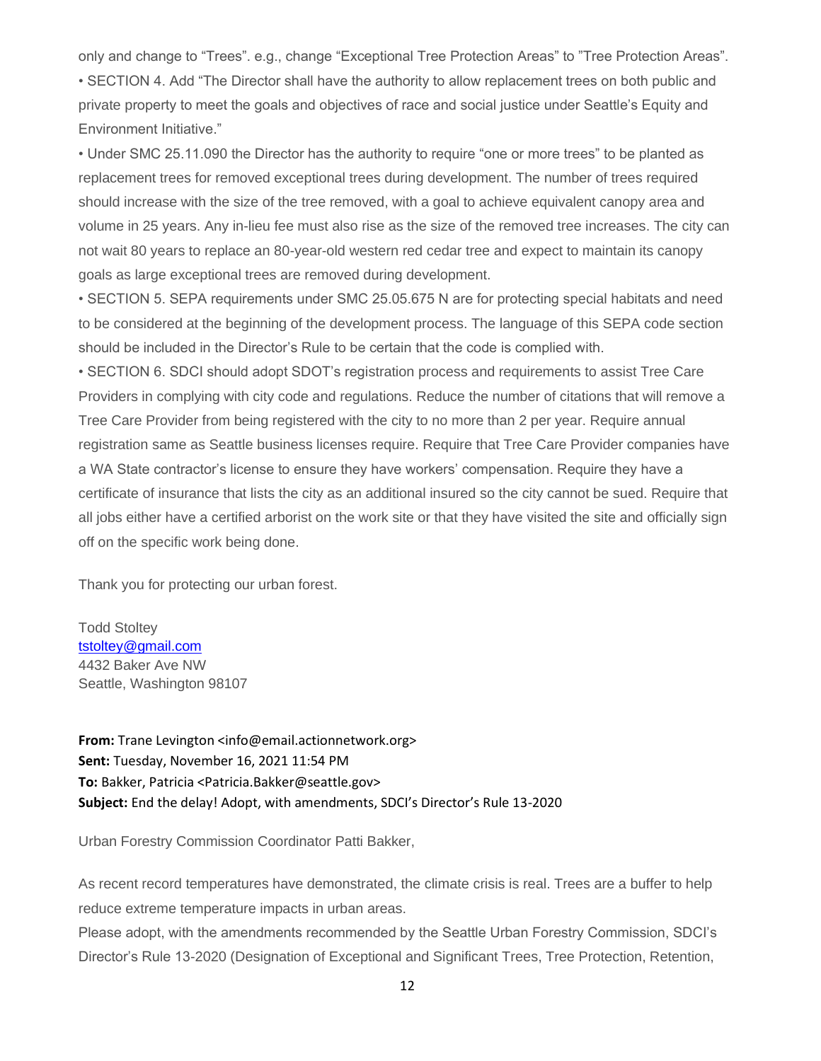only and change to "Trees". e.g., change "Exceptional Tree Protection Areas" to "Tree Protection Areas".

• SECTION 4. Add "The Director shall have the authority to allow replacement trees on both public and private property to meet the goals and objectives of race and social justice under Seattle's Equity and Environment Initiative."

• Under SMC 25.11.090 the Director has the authority to require "one or more trees" to be planted as replacement trees for removed exceptional trees during development. The number of trees required should increase with the size of the tree removed, with a goal to achieve equivalent canopy area and volume in 25 years. Any in-lieu fee must also rise as the size of the removed tree increases. The city can not wait 80 years to replace an 80-year-old western red cedar tree and expect to maintain its canopy goals as large exceptional trees are removed during development.

• SECTION 5. SEPA requirements under SMC 25.05.675 N are for protecting special habitats and need to be considered at the beginning of the development process. The language of this SEPA code section should be included in the Director's Rule to be certain that the code is complied with.

• SECTION 6. SDCI should adopt SDOT's registration process and requirements to assist Tree Care Providers in complying with city code and regulations. Reduce the number of citations that will remove a Tree Care Provider from being registered with the city to no more than 2 per year. Require annual registration same as Seattle business licenses require. Require that Tree Care Provider companies have a WA State contractor's license to ensure they have workers' compensation. Require they have a certificate of insurance that lists the city as an additional insured so the city cannot be sued. Require that all jobs either have a certified arborist on the work site or that they have visited the site and officially sign off on the specific work being done.

Thank you for protecting our urban forest.

Todd Stoltey
tstoltey@gmail.com
4432 Baker Ave NW
Seattle, Washington 98107

**From:** Trane Levington <info@email.actionnetwork.org>
**Sent:** Tuesday, November 16, 2021 11:54 PM
**To:** Bakker, Patricia <Patricia.Bakker@seattle.gov>
**Subject:** End the delay! Adopt, with amendments, SDCI's Director's Rule 13-2020

Urban Forestry Commission Coordinator Patti Bakker,

As recent record temperatures have demonstrated, the climate crisis is real. Trees are a buffer to help reduce extreme temperature impacts in urban areas.

Please adopt, with the amendments recommended by the Seattle Urban Forestry Commission, SDCI's Director's Rule 13-2020 (Designation of Exceptional and Significant Trees, Tree Protection, Retention,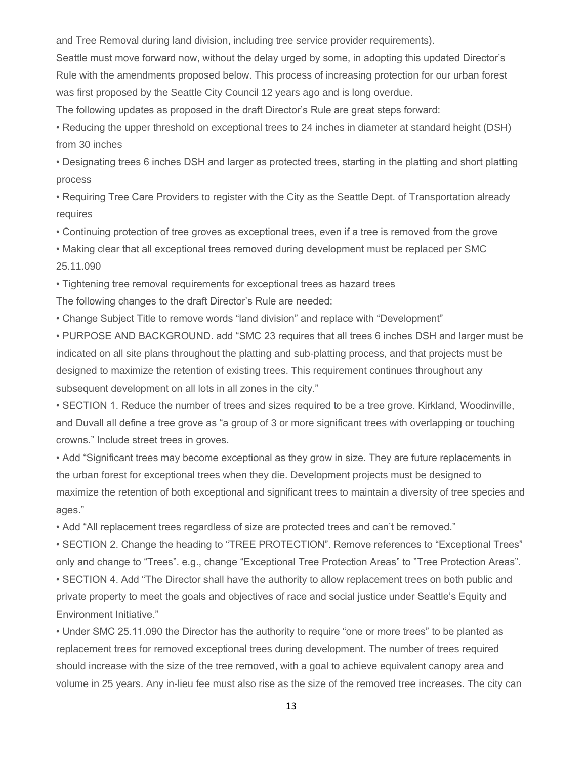and Tree Removal during land division, including tree service provider requirements).

Seattle must move forward now, without the delay urged by some, in adopting this updated Director's Rule with the amendments proposed below. This process of increasing protection for our urban forest was first proposed by the Seattle City Council 12 years ago and is long overdue.

The following updates as proposed in the draft Director's Rule are great steps forward:

- Reducing the upper threshold on exceptional trees to 24 inches in diameter at standard height (DSH) from 30 inches
- Designating trees 6 inches DSH and larger as protected trees, starting in the platting and short platting process
- Requiring Tree Care Providers to register with the City as the Seattle Dept. of Transportation already requires
- Continuing protection of tree groves as exceptional trees, even if a tree is removed from the grove
- Making clear that all exceptional trees removed during development must be replaced per SMC 25.11.090
- Tightening tree removal requirements for exceptional trees as hazard trees

The following changes to the draft Director's Rule are needed:

- Change Subject Title to remove words "land division" and replace with "Development"
- PURPOSE AND BACKGROUND. add "SMC 23 requires that all trees 6 inches DSH and larger must be indicated on all site plans throughout the platting and sub-platting process, and that projects must be designed to maximize the retention of existing trees. This requirement continues throughout any subsequent development on all lots in all zones in the city."
- SECTION 1. Reduce the number of trees and sizes required to be a tree grove. Kirkland, Woodinville, and Duvall all define a tree grove as "a group of 3 or more significant trees with overlapping or touching crowns." Include street trees in groves.
- Add "Significant trees may become exceptional as they grow in size. They are future replacements in the urban forest for exceptional trees when they die. Development projects must be designed to maximize the retention of both exceptional and significant trees to maintain a diversity of tree species and ages."
- Add "All replacement trees regardless of size are protected trees and can't be removed."
- SECTION 2. Change the heading to "TREE PROTECTION". Remove references to "Exceptional Trees" only and change to "Trees". e.g., change "Exceptional Tree Protection Areas" to "Tree Protection Areas".
- SECTION 4. Add "The Director shall have the authority to allow replacement trees on both public and private property to meet the goals and objectives of race and social justice under Seattle's Equity and Environment Initiative."
- Under SMC 25.11.090 the Director has the authority to require "one or more trees" to be planted as replacement trees for removed exceptional trees during development. The number of trees required should increase with the size of the tree removed, with a goal to achieve equivalent canopy area and volume in 25 years. Any in-lieu fee must also rise as the size of the removed tree increases. The city can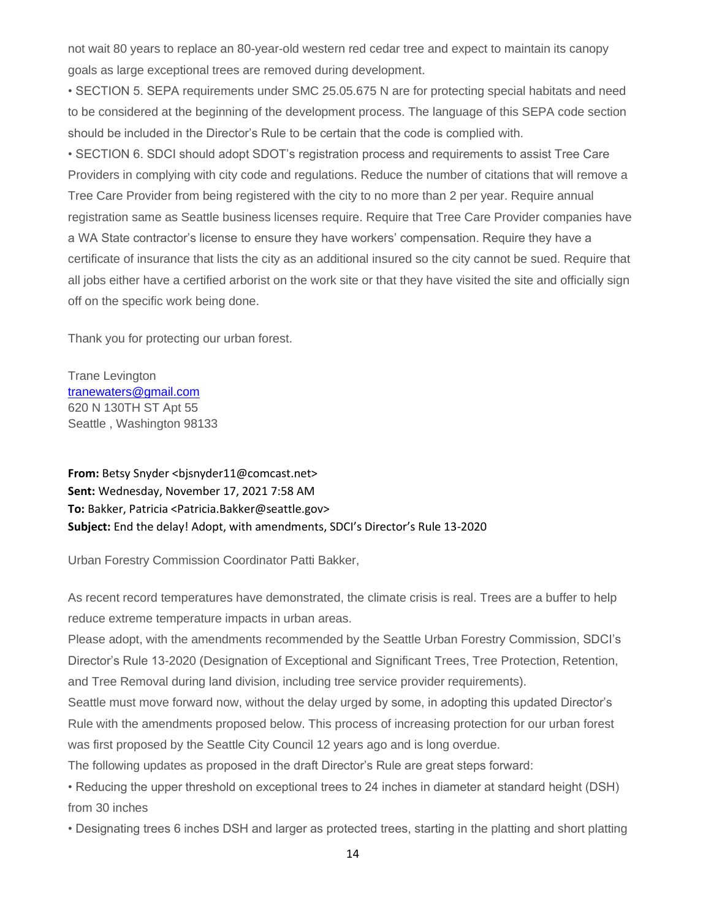not wait 80 years to replace an 80-year-old western red cedar tree and expect to maintain its canopy goals as large exceptional trees are removed during development.

• SECTION 5. SEPA requirements under SMC 25.05.675 N are for protecting special habitats and need to be considered at the beginning of the development process. The language of this SEPA code section should be included in the Director's Rule to be certain that the code is complied with.

• SECTION 6. SDCI should adopt SDOT's registration process and requirements to assist Tree Care Providers in complying with city code and regulations. Reduce the number of citations that will remove a Tree Care Provider from being registered with the city to no more than 2 per year. Require annual registration same as Seattle business licenses require. Require that Tree Care Provider companies have a WA State contractor's license to ensure they have workers' compensation. Require they have a certificate of insurance that lists the city as an additional insured so the city cannot be sued. Require that all jobs either have a certified arborist on the work site or that they have visited the site and officially sign off on the specific work being done.

Thank you for protecting our urban forest.

Trane Levington
tranewaters@gmail.com
620 N 130TH ST Apt 55
Seattle , Washington 98133

**From:** Betsy Snyder <bjsnyder11@comcast.net>
**Sent:** Wednesday, November 17, 2021 7:58 AM
**To:** Bakker, Patricia <Patricia.Bakker@seattle.gov>
**Subject:** End the delay! Adopt, with amendments, SDCI's Director's Rule 13-2020

Urban Forestry Commission Coordinator Patti Bakker,

As recent record temperatures have demonstrated, the climate crisis is real. Trees are a buffer to help reduce extreme temperature impacts in urban areas.

Please adopt, with the amendments recommended by the Seattle Urban Forestry Commission, SDCI's Director's Rule 13-2020 (Designation of Exceptional and Significant Trees, Tree Protection, Retention, and Tree Removal during land division, including tree service provider requirements).

Seattle must move forward now, without the delay urged by some, in adopting this updated Director's Rule with the amendments proposed below. This process of increasing protection for our urban forest was first proposed by the Seattle City Council 12 years ago and is long overdue.

The following updates as proposed in the draft Director's Rule are great steps forward:

• Reducing the upper threshold on exceptional trees to 24 inches in diameter at standard height (DSH) from 30 inches

• Designating trees 6 inches DSH and larger as protected trees, starting in the platting and short platting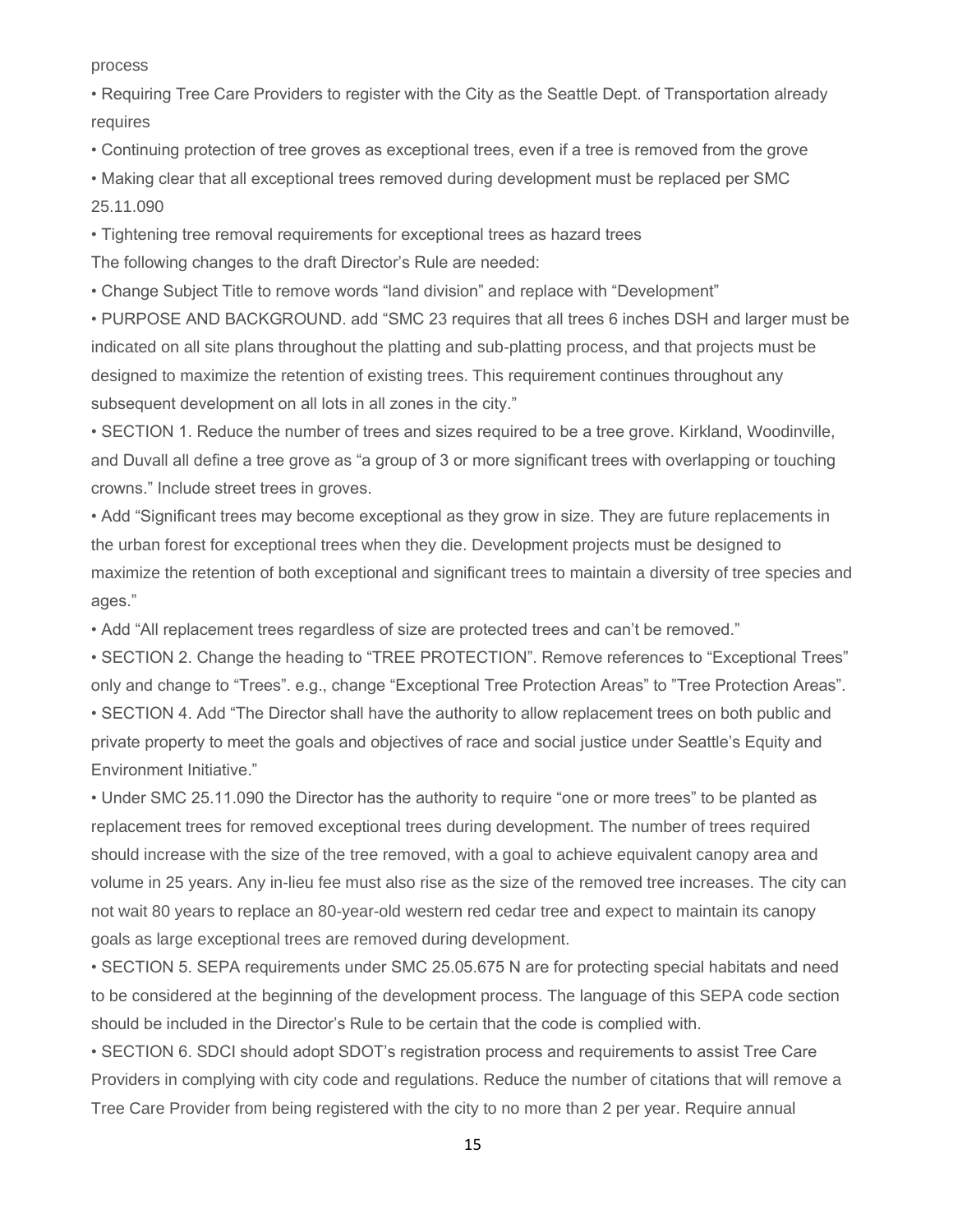process

- Requiring Tree Care Providers to register with the City as the Seattle Dept. of Transportation already requires
- Continuing protection of tree groves as exceptional trees, even if a tree is removed from the grove
- Making clear that all exceptional trees removed during development must be replaced per SMC 25.11.090
- Tightening tree removal requirements for exceptional trees as hazard trees

The following changes to the draft Director's Rule are needed:

- Change Subject Title to remove words "land division" and replace with "Development"
- PURPOSE AND BACKGROUND. add "SMC 23 requires that all trees 6 inches DSH and larger must be indicated on all site plans throughout the platting and sub-platting process, and that projects must be designed to maximize the retention of existing trees. This requirement continues throughout any subsequent development on all lots in all zones in the city."
- SECTION 1. Reduce the number of trees and sizes required to be a tree grove. Kirkland, Woodinville, and Duvall all define a tree grove as "a group of 3 or more significant trees with overlapping or touching crowns." Include street trees in groves.
- Add "Significant trees may become exceptional as they grow in size. They are future replacements in the urban forest for exceptional trees when they die. Development projects must be designed to maximize the retention of both exceptional and significant trees to maintain a diversity of tree species and ages."
- Add "All replacement trees regardless of size are protected trees and can't be removed."
- SECTION 2. Change the heading to "TREE PROTECTION". Remove references to "Exceptional Trees" only and change to "Trees". e.g., change "Exceptional Tree Protection Areas" to "Tree Protection Areas".
- SECTION 4. Add "The Director shall have the authority to allow replacement trees on both public and private property to meet the goals and objectives of race and social justice under Seattle's Equity and Environment Initiative."
- Under SMC 25.11.090 the Director has the authority to require "one or more trees" to be planted as replacement trees for removed exceptional trees during development. The number of trees required should increase with the size of the tree removed, with a goal to achieve equivalent canopy area and volume in 25 years. Any in-lieu fee must also rise as the size of the removed tree increases. The city can not wait 80 years to replace an 80-year-old western red cedar tree and expect to maintain its canopy goals as large exceptional trees are removed during development.
- SECTION 5. SEPA requirements under SMC 25.05.675 N are for protecting special habitats and need to be considered at the beginning of the development process. The language of this SEPA code section should be included in the Director's Rule to be certain that the code is complied with.
- SECTION 6. SDCI should adopt SDOT's registration process and requirements to assist Tree Care Providers in complying with city code and regulations. Reduce the number of citations that will remove a Tree Care Provider from being registered with the city to no more than 2 per year. Require annual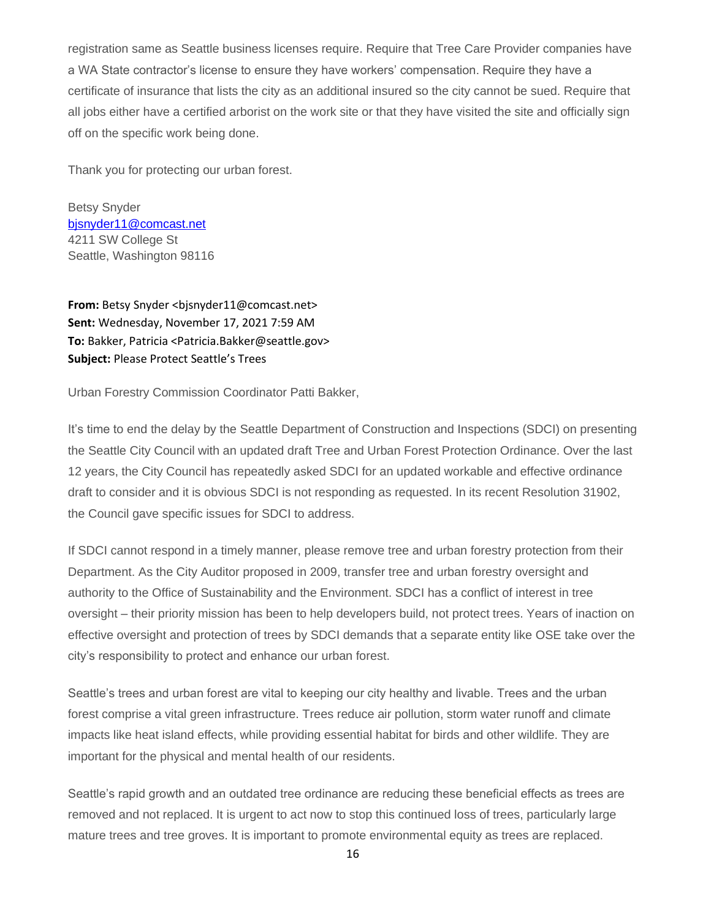registration same as Seattle business licenses require. Require that Tree Care Provider companies have a WA State contractor's license to ensure they have workers' compensation. Require they have a certificate of insurance that lists the city as an additional insured so the city cannot be sued. Require that all jobs either have a certified arborist on the work site or that they have visited the site and officially sign off on the specific work being done.

Thank you for protecting our urban forest.

Betsy Snyder
bjsnyder11@comcast.net
4211 SW College St
Seattle, Washington 98116

**From:** Betsy Snyder <bjsnyder11@comcast.net>
**Sent:** Wednesday, November 17, 2021 7:59 AM
**To:** Bakker, Patricia <Patricia.Bakker@seattle.gov>
**Subject:** Please Protect Seattle's Trees

Urban Forestry Commission Coordinator Patti Bakker,

It's time to end the delay by the Seattle Department of Construction and Inspections (SDCI) on presenting the Seattle City Council with an updated draft Tree and Urban Forest Protection Ordinance. Over the last 12 years, the City Council has repeatedly asked SDCI for an updated workable and effective ordinance draft to consider and it is obvious SDCI is not responding as requested. In its recent Resolution 31902, the Council gave specific issues for SDCI to address.

If SDCI cannot respond in a timely manner, please remove tree and urban forestry protection from their Department. As the City Auditor proposed in 2009, transfer tree and urban forestry oversight and authority to the Office of Sustainability and the Environment. SDCI has a conflict of interest in tree oversight – their priority mission has been to help developers build, not protect trees. Years of inaction on effective oversight and protection of trees by SDCI demands that a separate entity like OSE take over the city's responsibility to protect and enhance our urban forest.

Seattle's trees and urban forest are vital to keeping our city healthy and livable. Trees and the urban forest comprise a vital green infrastructure. Trees reduce air pollution, storm water runoff and climate impacts like heat island effects, while providing essential habitat for birds and other wildlife. They are important for the physical and mental health of our residents.

Seattle's rapid growth and an outdated tree ordinance are reducing these beneficial effects as trees are removed and not replaced. It is urgent to act now to stop this continued loss of trees, particularly large mature trees and tree groves. It is important to promote environmental equity as trees are replaced.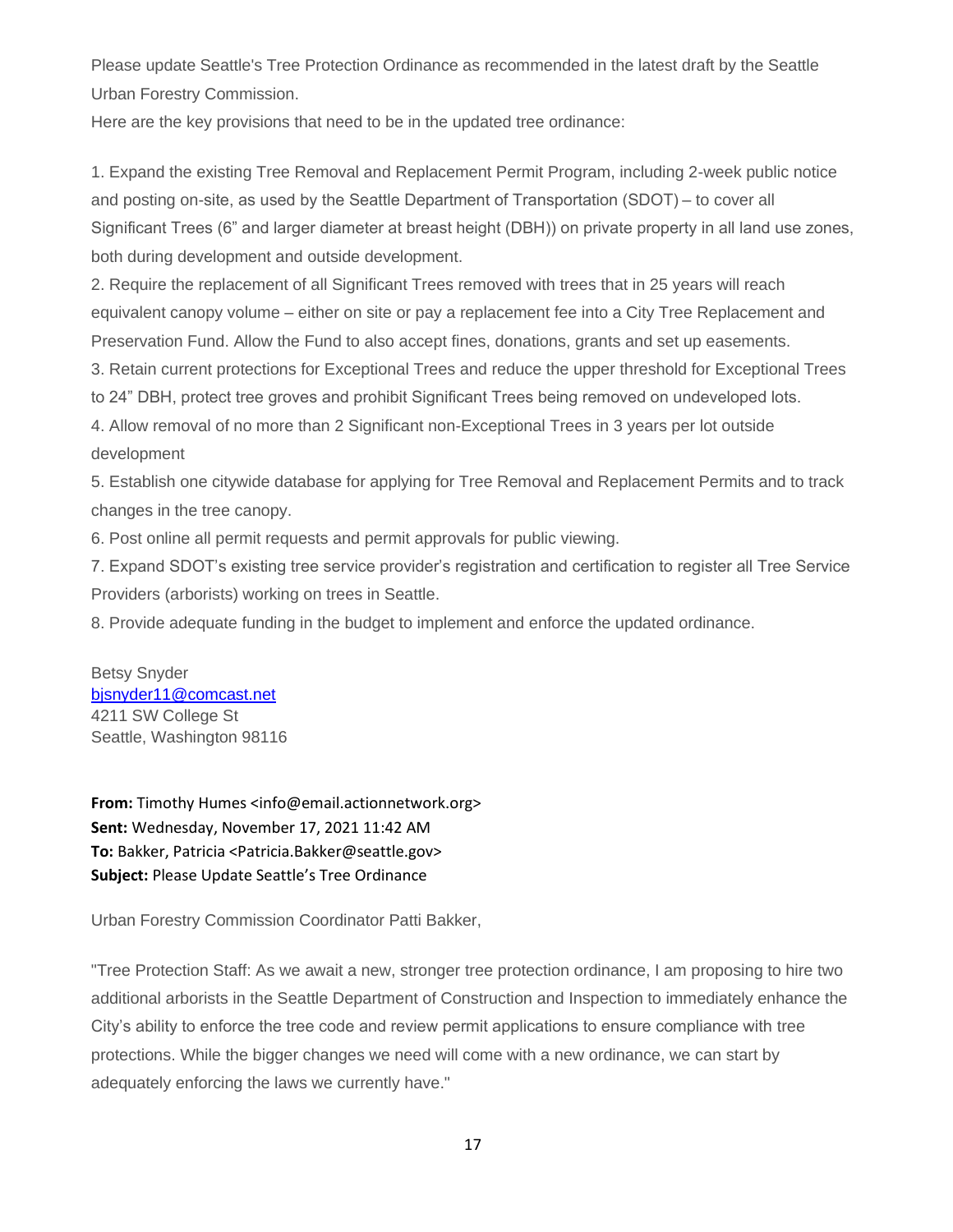Please update Seattle's Tree Protection Ordinance as recommended in the latest draft by the Seattle Urban Forestry Commission.

Here are the key provisions that need to be in the updated tree ordinance:

1. Expand the existing Tree Removal and Replacement Permit Program, including 2-week public notice and posting on-site, as used by the Seattle Department of Transportation (SDOT) – to cover all Significant Trees (6" and larger diameter at breast height (DBH)) on private property in all land use zones, both during development and outside development.
2. Require the replacement of all Significant Trees removed with trees that in 25 years will reach equivalent canopy volume – either on site or pay a replacement fee into a City Tree Replacement and Preservation Fund. Allow the Fund to also accept fines, donations, grants and set up easements.
3. Retain current protections for Exceptional Trees and reduce the upper threshold for Exceptional Trees to 24" DBH, protect tree groves and prohibit Significant Trees being removed on undeveloped lots.
4. Allow removal of no more than 2 Significant non-Exceptional Trees in 3 years per lot outside development
5. Establish one citywide database for applying for Tree Removal and Replacement Permits and to track changes in the tree canopy.
6. Post online all permit requests and permit approvals for public viewing.
7. Expand SDOT's existing tree service provider's registration and certification to register all Tree Service Providers (arborists) working on trees in Seattle.
8. Provide adequate funding in the budget to implement and enforce the updated ordinance.

Betsy Snyder
bjsnyder11@comcast.net
4211 SW College St
Seattle, Washington 98116

**From:** Timothy Humes <info@email.actionnetwork.org>
**Sent:** Wednesday, November 17, 2021 11:42 AM
**To:** Bakker, Patricia <Patricia.Bakker@seattle.gov>
**Subject:** Please Update Seattle's Tree Ordinance

Urban Forestry Commission Coordinator Patti Bakker,

"Tree Protection Staff: As we await a new, stronger tree protection ordinance, I am proposing to hire two additional arborists in the Seattle Department of Construction and Inspection to immediately enhance the City's ability to enforce the tree code and review permit applications to ensure compliance with tree protections. While the bigger changes we need will come with a new ordinance, we can start by adequately enforcing the laws we currently have."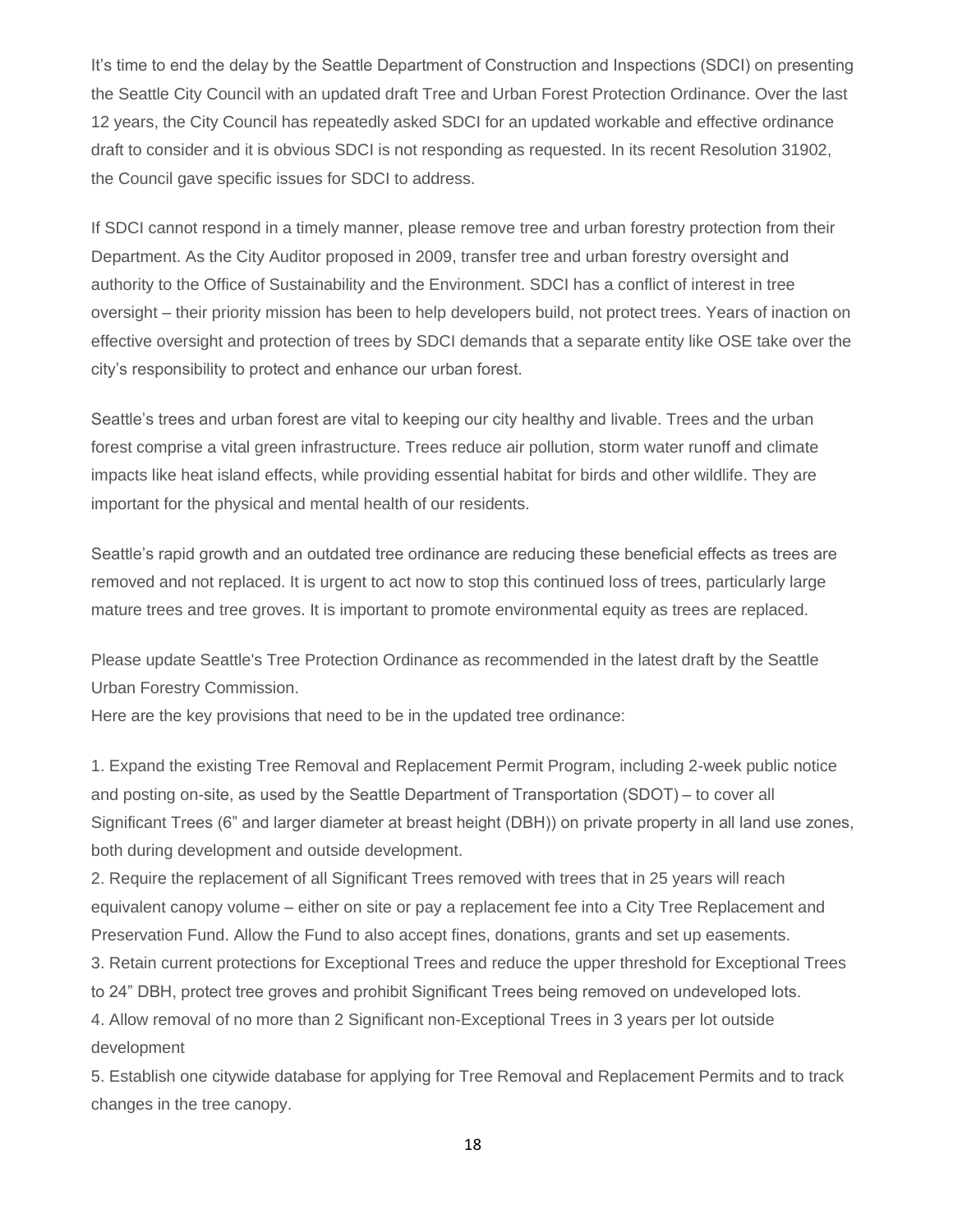It's time to end the delay by the Seattle Department of Construction and Inspections (SDCI) on presenting the Seattle City Council with an updated draft Tree and Urban Forest Protection Ordinance. Over the last 12 years, the City Council has repeatedly asked SDCI for an updated workable and effective ordinance draft to consider and it is obvious SDCI is not responding as requested. In its recent Resolution 31902, the Council gave specific issues for SDCI to address.

If SDCI cannot respond in a timely manner, please remove tree and urban forestry protection from their Department. As the City Auditor proposed in 2009, transfer tree and urban forestry oversight and authority to the Office of Sustainability and the Environment. SDCI has a conflict of interest in tree oversight – their priority mission has been to help developers build, not protect trees. Years of inaction on effective oversight and protection of trees by SDCI demands that a separate entity like OSE take over the city's responsibility to protect and enhance our urban forest.

Seattle's trees and urban forest are vital to keeping our city healthy and livable. Trees and the urban forest comprise a vital green infrastructure. Trees reduce air pollution, storm water runoff and climate impacts like heat island effects, while providing essential habitat for birds and other wildlife. They are important for the physical and mental health of our residents.

Seattle's rapid growth and an outdated tree ordinance are reducing these beneficial effects as trees are removed and not replaced. It is urgent to act now to stop this continued loss of trees, particularly large mature trees and tree groves. It is important to promote environmental equity as trees are replaced.

Please update Seattle's Tree Protection Ordinance as recommended in the latest draft by the Seattle Urban Forestry Commission.
Here are the key provisions that need to be in the updated tree ordinance:

1. Expand the existing Tree Removal and Replacement Permit Program, including 2-week public notice and posting on-site, as used by the Seattle Department of Transportation (SDOT) – to cover all Significant Trees (6" and larger diameter at breast height (DBH)) on private property in all land use zones, both during development and outside development.
2. Require the replacement of all Significant Trees removed with trees that in 25 years will reach equivalent canopy volume – either on site or pay a replacement fee into a City Tree Replacement and Preservation Fund. Allow the Fund to also accept fines, donations, grants and set up easements.
3. Retain current protections for Exceptional Trees and reduce the upper threshold for Exceptional Trees to 24" DBH, protect tree groves and prohibit Significant Trees being removed on undeveloped lots.
4. Allow removal of no more than 2 Significant non-Exceptional Trees in 3 years per lot outside development
5. Establish one citywide database for applying for Tree Removal and Replacement Permits and to track changes in the tree canopy.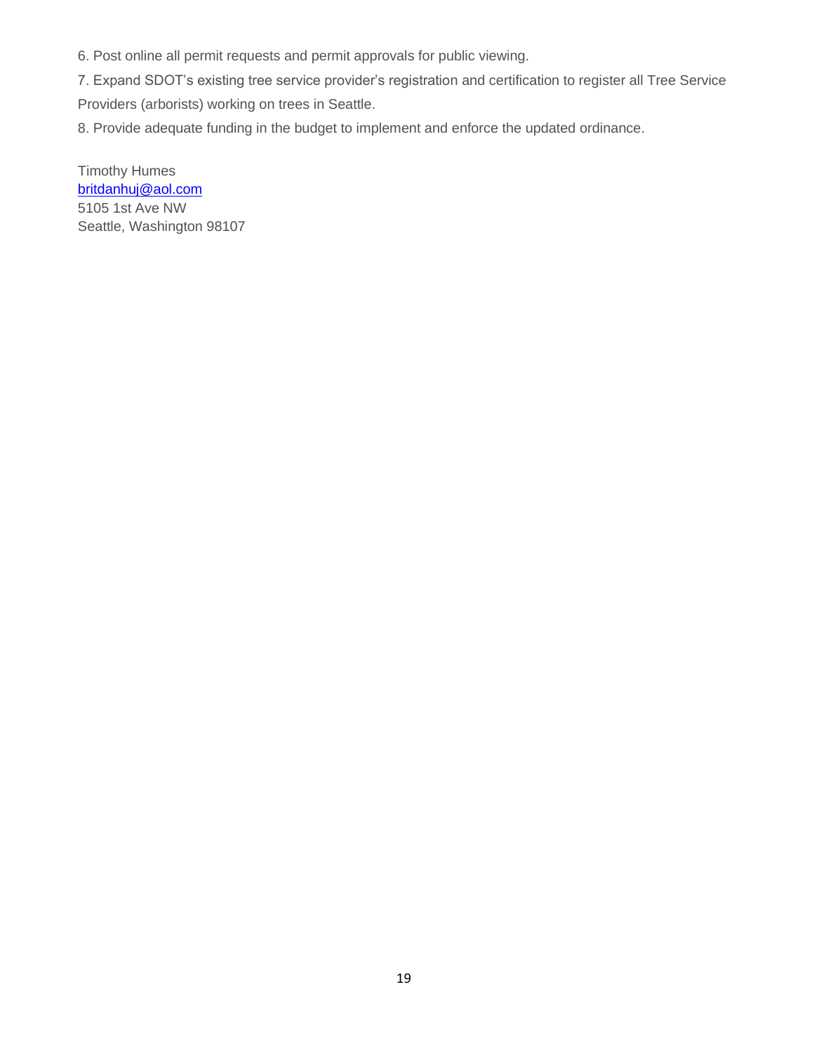6. Post online all permit requests and permit approvals for public viewing.

7. Expand SDOT's existing tree service provider's registration and certification to register all Tree Service Providers (arborists) working on trees in Seattle.

8. Provide adequate funding in the budget to implement and enforce the updated ordinance.

Timothy Humes
britdanhuj@aol.com
5105 1st Ave NW
Seattle, Washington 98107